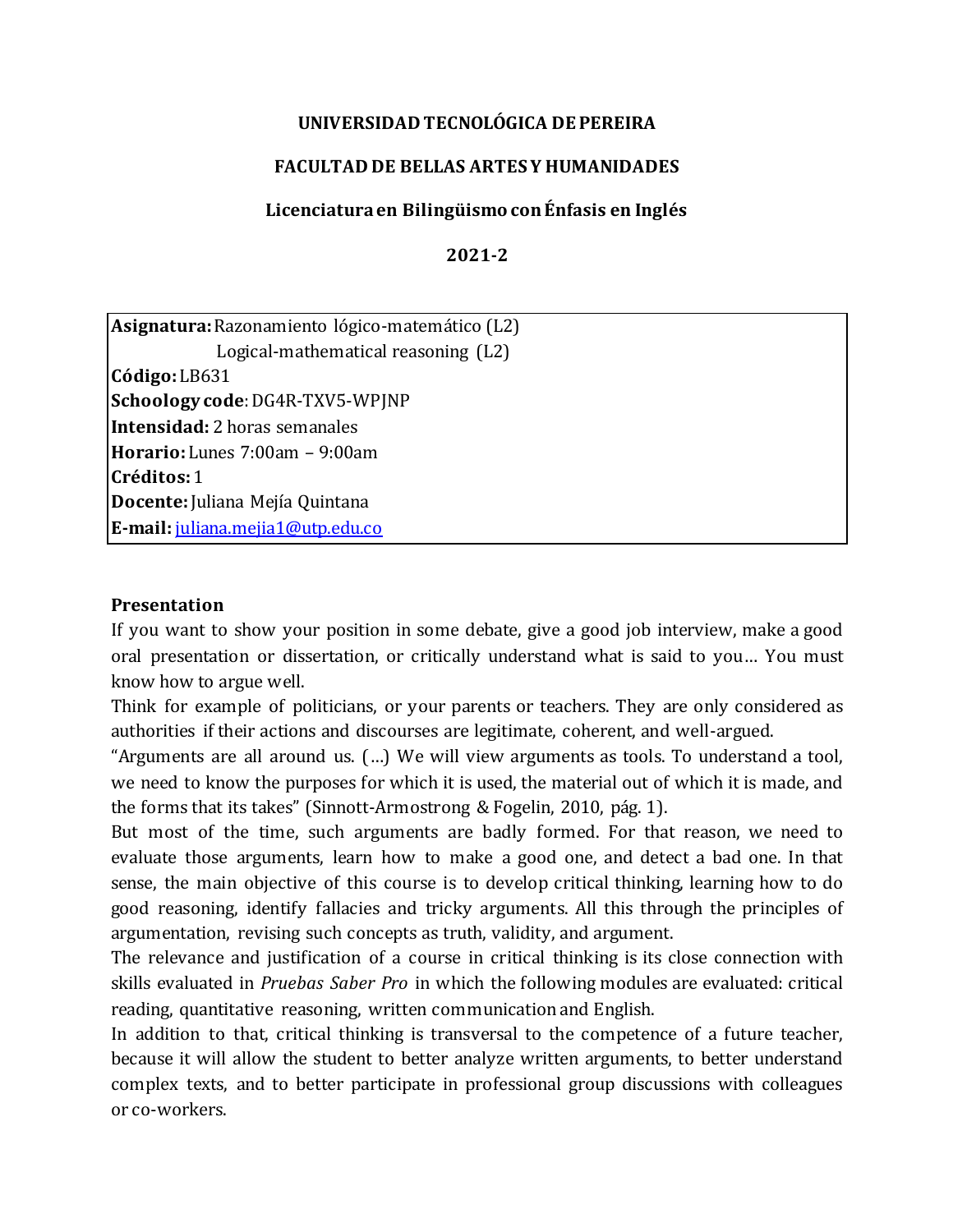**UNIVERSIDAD TECNOLÓGICA DE PEREIRA**

**FACULTAD DE BELLAS ARTES Y HUMANIDADES**

**Licenciatura en Bilingüismo con Énfasis en Inglés**

**2021-2**

**Asignatura:** Razonamiento lógico-matemático (L2)
Logical-mathematical reasoning (L2)
**Código:** LB631
**Schoology code**: DG4R-TXV5-WPJNP
**Intensidad:** 2 horas semanales
**Horario:** Lunes 7:00am – 9:00am
**Créditos:** 1
**Docente:** Juliana Mejía Quintana
**E-mail:** juliana.mejia1@utp.edu.co

## Presentation

If you want to show your position in some debate, give a good job interview, make a good oral presentation or dissertation, or critically understand what is said to you… You must know how to argue well.

Think for example of politicians, or your parents or teachers. They are only considered as authorities if their actions and discourses are legitimate, coherent, and well-argued.

"Arguments are all around us. (…) We will view arguments as tools. To understand a tool, we need to know the purposes for which it is used, the material out of which it is made, and the forms that its takes" (Sinnott-Armostrong & Fogelin, 2010, pág. 1).

But most of the time, such arguments are badly formed. For that reason, we need to evaluate those arguments, learn how to make a good one, and detect a bad one. In that sense, the main objective of this course is to develop critical thinking, learning how to do good reasoning, identify fallacies and tricky arguments. All this through the principles of argumentation, revising such concepts as truth, validity, and argument.

The relevance and justification of a course in critical thinking is its close connection with skills evaluated in *Pruebas Saber Pro* in which the following modules are evaluated: critical reading, quantitative reasoning, written communication and English.

In addition to that, critical thinking is transversal to the competence of a future teacher, because it will allow the student to better analyze written arguments, to better understand complex texts, and to better participate in professional group discussions with colleagues or co-workers.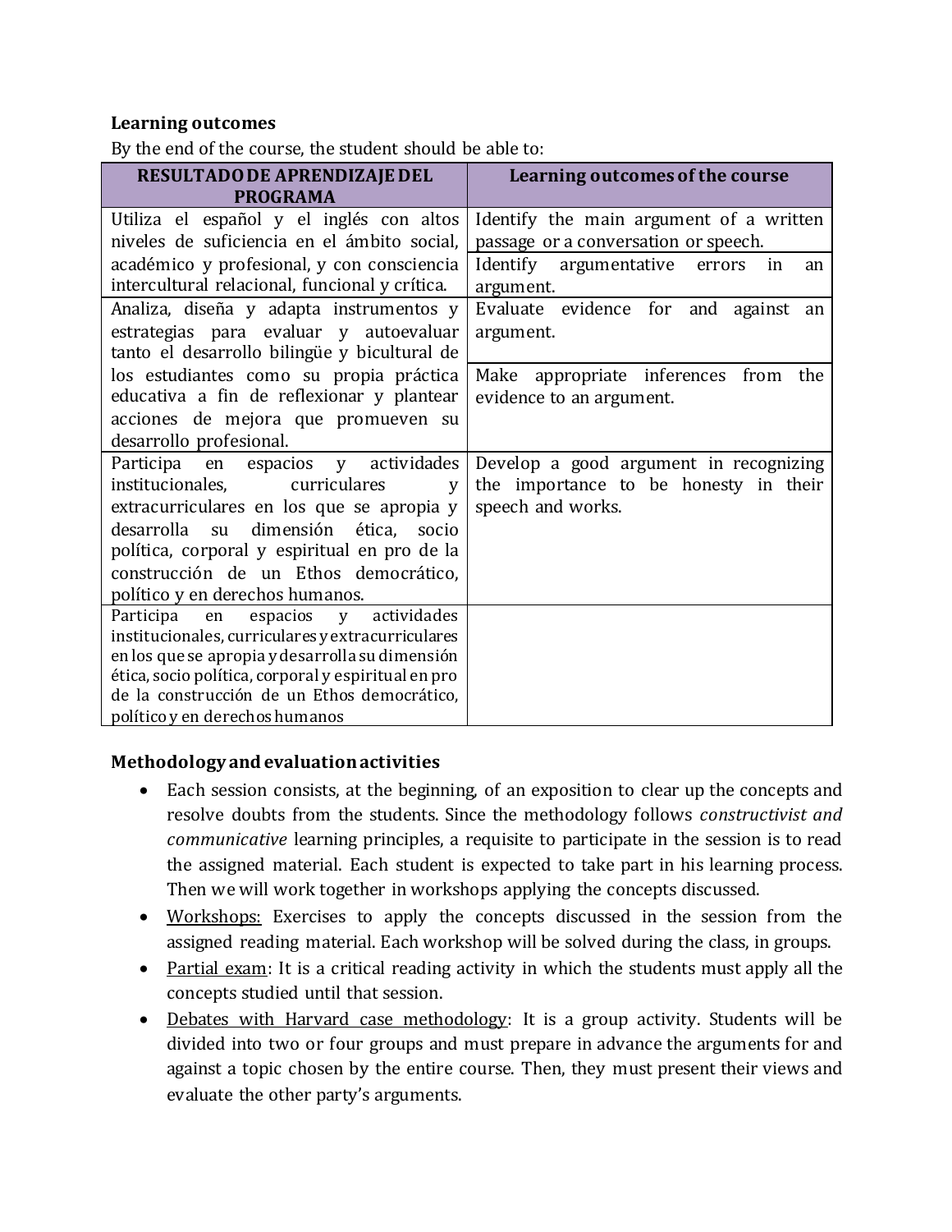**Learning outcomes**

By the end of the course, the student should be able to:

| RESULTADO DE APRENDIZAJE DEL PROGRAMA | Learning outcomes of the course |
|---|---|
| Utiliza el español y el inglés con altos niveles de suficiencia en el ámbito social, académico y profesional, y con consciencia intercultural relacional, funcional y crítica. | Identify the main argument of a written passage or a conversation or speech. |
| | Identify argumentative errors in an argument. |
| Analiza, diseña y adapta instrumentos y estrategias para evaluar y autoevaluar tanto el desarrollo bilingüe y bicultural de los estudiantes como su propia práctica educativa a fin de reflexionar y plantear acciones de mejora que promueven su desarrollo profesional. | Evaluate evidence for and against an argument. |
| | Make appropriate inferences from the evidence to an argument. |
| Participa en espacios y actividades institucionales, curriculares y extracurriculares en los que se apropia y desarrolla su dimensión ética, socio política, corporal y espiritual en pro de la construcción de un Ethos democrático, político y en derechos humanos. | Develop a good argument in recognizing the importance to be honesty in their speech and works. |
| Participa en espacios y actividades institucionales, curriculares y extracurriculares en los que se apropia y desarrolla su dimensión ética, socio política, corporal y espiritual en pro de la construcción de un Ethos democrático, político y en derechos humanos | |

**Methodology and evaluation activities**

- Each session consists, at the beginning, of an exposition to clear up the concepts and resolve doubts from the students. Since the methodology follows *constructivist and communicative* learning principles, a requisite to participate in the session is to read the assigned material. Each student is expected to take part in his learning process. Then we will work together in workshops applying the concepts discussed.
- Workshops: Exercises to apply the concepts discussed in the session from the assigned reading material. Each workshop will be solved during the class, in groups.
- Partial exam: It is a critical reading activity in which the students must apply all the concepts studied until that session.
- Debates with Harvard case methodology: It is a group activity. Students will be divided into two or four groups and must prepare in advance the arguments for and against a topic chosen by the entire course. Then, they must present their views and evaluate the other party's arguments.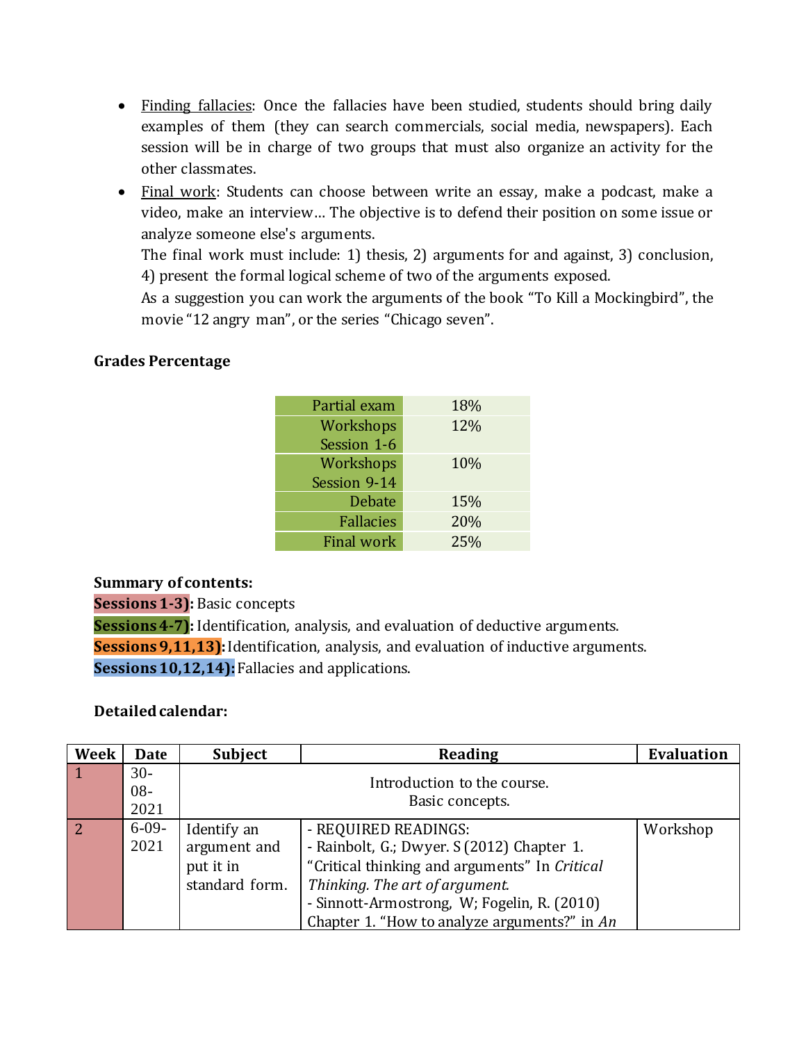- Finding fallacies: Once the fallacies have been studied, students should bring daily examples of them (they can search commercials, social media, newspapers). Each session will be in charge of two groups that must also organize an activity for the other classmates.
- Final work: Students can choose between write an essay, make a podcast, make a video, make an interview… The objective is to defend their position on some issue or analyze someone else's arguments.
  The final work must include: 1) thesis, 2) arguments for and against, 3) conclusion, 4) present the formal logical scheme of two of the arguments exposed.
  As a suggestion you can work the arguments of the book "To Kill a Mockingbird", the movie "12 angry man", or the series "Chicago seven".

**Grades Percentage**

| | |
|---|---|
| Partial exam | 18% |
| Workshops Session 1-6 | 12% |
| Workshops Session 9-14 | 10% |
| Debate | 15% |
| Fallacies | 20% |
| Final work | 25% |

**Summary of contents:**

**Sessions 1-3):** Basic concepts

**Sessions 4-7):** Identification, analysis, and evaluation of deductive arguments.

**Sessions 9,11,13):** Identification, analysis, and evaluation of inductive arguments.

**Sessions 10,12,14):** Fallacies and applications.

**Detailed calendar:**

| Week | Date | Subject | Reading | Evaluation |
|---|---|---|---|---|
| 1 | 30-08-2021 | Introduction to the course. Basic concepts. | | |
| 2 | 6-09-2021 | Identify an argument and put it in standard form. | - REQUIRED READINGS:<br>- Rainbolt, G.; Dwyer. S (2012) Chapter 1. "Critical thinking and arguments" In *Critical Thinking. The art of argument.*<br>- Sinnott-Armostrong, W; Fogelin, R. (2010) Chapter 1. "How to analyze arguments?" in *An* | Workshop |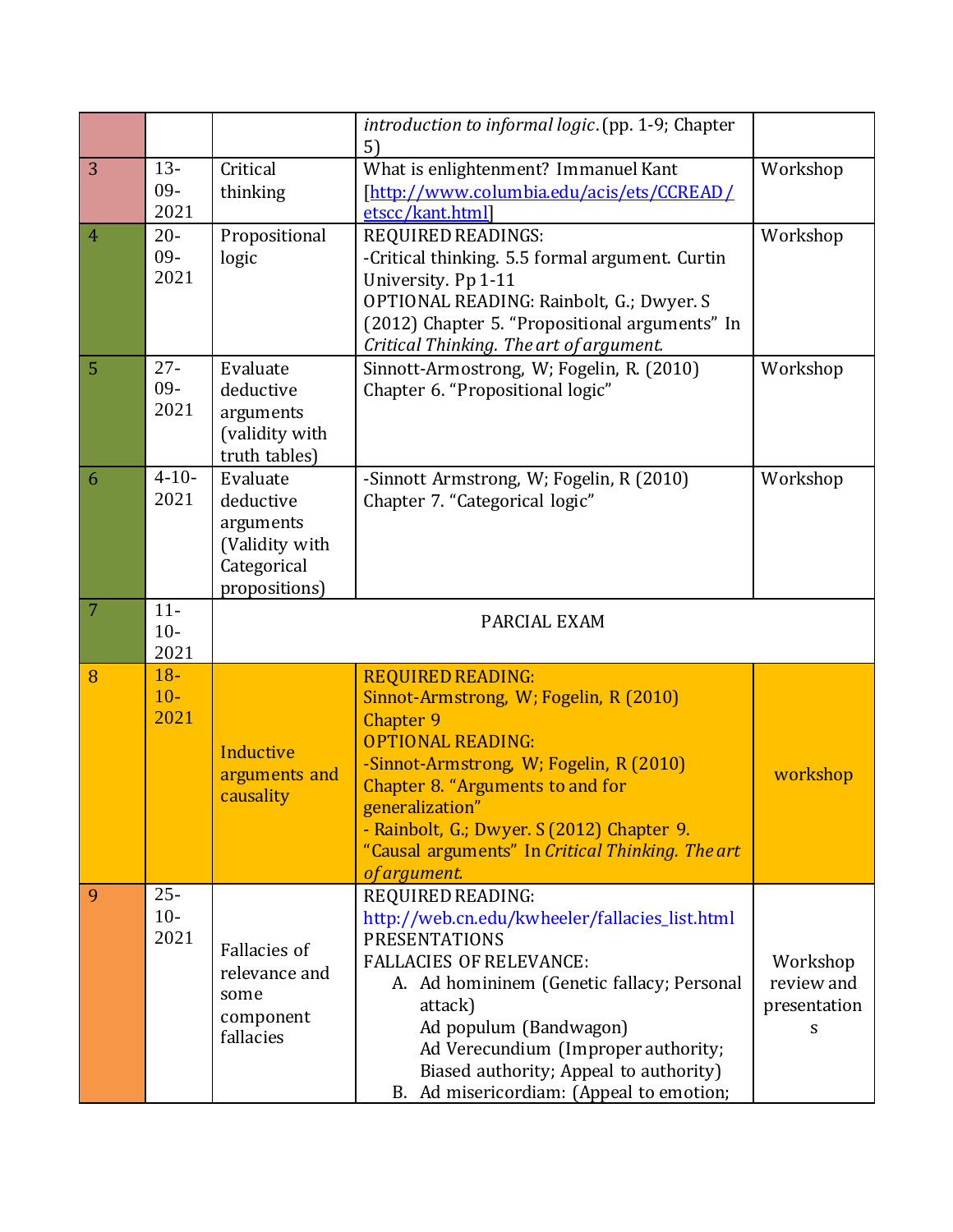| | | | | |
|---|---|---|---|---|
| | | | *introduction to informal logic*. (pp. 1-9; Chapter 5) | |
| 3 | 13-09-2021 | Critical thinking | What is enlightenment? Immanuel Kant [http://www.columbia.edu/acis/ets/CCREAD/etscc/kant.html] | Workshop |
| 4 | 20-09-2021 | Propositional logic | REQUIRED READINGS:<br>-Critical thinking. 5.5 formal argument. Curtin University. Pp 1-11<br>OPTIONAL READING: Rainbolt, G.; Dwyer. S (2012) Chapter 5. "Propositional arguments" In *Critical Thinking. The art of argument.* | Workshop |
| 5 | 27-09-2021 | Evaluate deductive arguments (validity with truth tables) | Sinnott-Armostrong, W; Fogelin, R. (2010) Chapter 6. "Propositional logic" | Workshop |
| 6 | 4-10-2021 | Evaluate deductive arguments (Validity with Categorical propositions) | -Sinnott Armstrong, W; Fogelin, R (2010) Chapter 7. "Categorical logic" | Workshop |
| 7 | 11-10-2021 | PARCIAL EXAM | | |
| 8 | 18-10-2021 | Inductive arguments and causality | REQUIRED READING:<br>Sinnot-Armstrong, W; Fogelin, R (2010) Chapter 9<br>OPTIONAL READING:<br>-Sinnot-Armstrong, W; Fogelin, R (2010) Chapter 8. "Arguments to and for generalization"<br>- Rainbolt, G.; Dwyer. S (2012) Chapter 9. "Causal arguments" In *Critical Thinking. The art of argument.* | workshop |
| 9 | 25-10-2021 | Fallacies of relevance and some component fallacies | REQUIRED READING:<br>http://web.cn.edu/kwheeler/fallacies_list.html<br>PRESENTATIONS<br>FALLACIES OF RELEVANCE:<br>A. Ad hominem (Genetic fallacy; Personal attack)<br>Ad populum (Bandwagon)<br>Ad Verecundium (Improper authority; Biased authority; Appeal to authority)<br>B. Ad misericordiam: (Appeal to emotion; | Workshop review and presentations |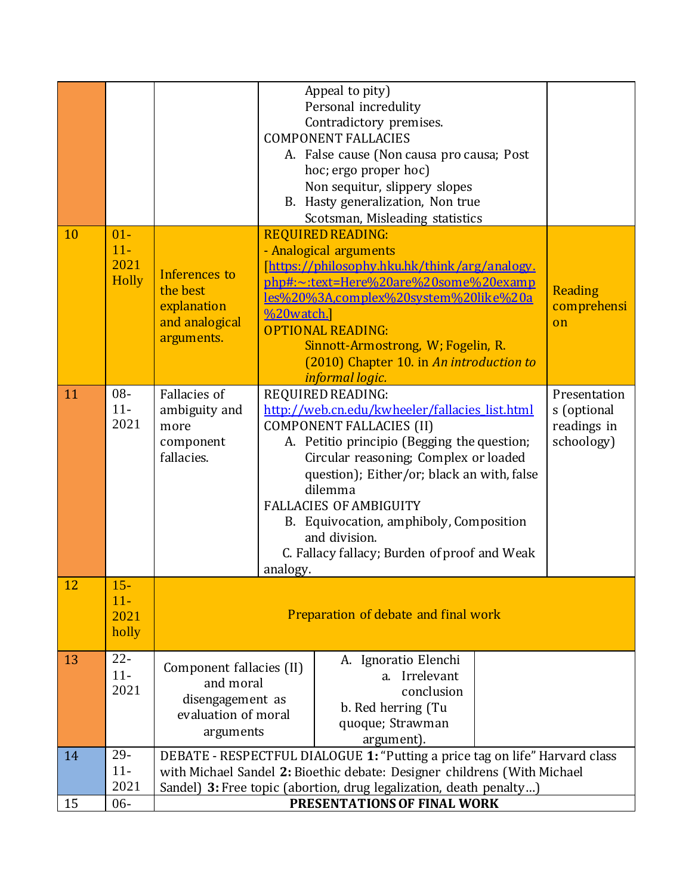|  |  |  |  |  |
|---|---|---|---|---|
|  |  |  | Appeal to pity)<br>Personal incredulity<br>Contradictory premises.<br>COMPONENT FALLACIES<br>A. False cause (Non causa pro causa; Post hoc; ergo proper hoc)<br>Non sequitur, slippery slopes<br>B. Hasty generalization, Non true Scotsman, Misleading statistics |  |
| 10 | 01-11-2021 Holly | Inferences to the best explanation and analogical arguments. | REQUIRED READING:<br>- Analogical arguments [https://philosophy.hku.hk/think/arg/analogy.php#:~:text=Here%20are%20some%20examples%20%3A,complex%20system%20like%20a%20watch.]<br>OPTIONAL READING:<br>Sinnott-Armostrong, W; Fogelin, R. (2010) Chapter 10. in *An introduction to informal logic.* | Reading comprehension |
| 11 | 08-11-2021 | Fallacies of ambiguity and more component fallacies. | REQUIRED READING:<br>http://web.cn.edu/kwheeler/fallacies_list.html<br>COMPONENT FALLACIES (II)<br>A. Petitio principio (Begging the question; Circular reasoning; Complex or loaded question); Either/or; black an with, false dilemma<br>FALLACIES OF AMBIGUITY<br>B. Equivocation, amphiboly, Composition and division.<br>C. Fallacy fallacy; Burden of proof and Weak analogy. | Presentations (optional readings in schoology) |
| 12 | 15-11-2021 holly | Preparation of debate and final work |  |  |
| 13 | 22-11-2021 | Component fallacies (II) and moral disengagement as evaluation of moral arguments | A. Ignoratio Elenchi<br>a. Irrelevant conclusion<br>b. Red herring (Tu quoque; Strawman argument). |  |
| 14 | 29-11-2021 | DEBATE - RESPECTFUL DIALOGUE **1:** "Putting a price tag on life" Harvard class with Michael Sandel **2:** Bioethic debate: Designer childrens (With Michael Sandel) **3:** Free topic (abortion, drug legalization, death penalty…) |  |  |
| 15 | 06- | **PRESENTATIONS OF FINAL WORK** |  |  |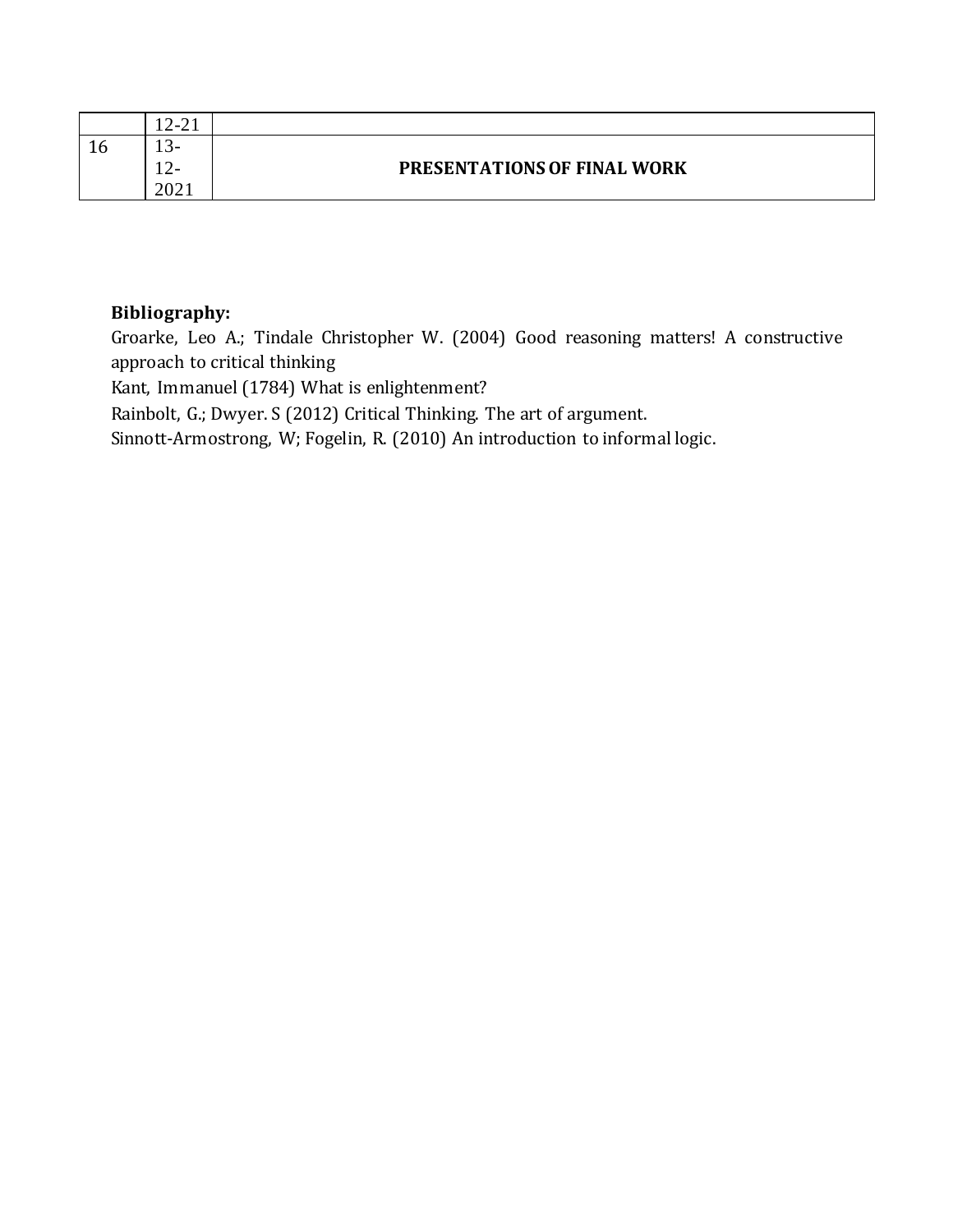| | | |
|---|---|---|
| | 12-21 | |
| 16 | 13-12-2021 | **PRESENTATIONS OF FINAL WORK** |

**Bibliography:**

Groarke, Leo A.; Tindale Christopher W. (2004) Good reasoning matters! A constructive approach to critical thinking

Kant, Immanuel (1784) What is enlightenment?

Rainbolt, G.; Dwyer. S (2012) Critical Thinking. The art of argument.

Sinnott-Armostrong, W; Fogelin, R. (2010) An introduction to informal logic.